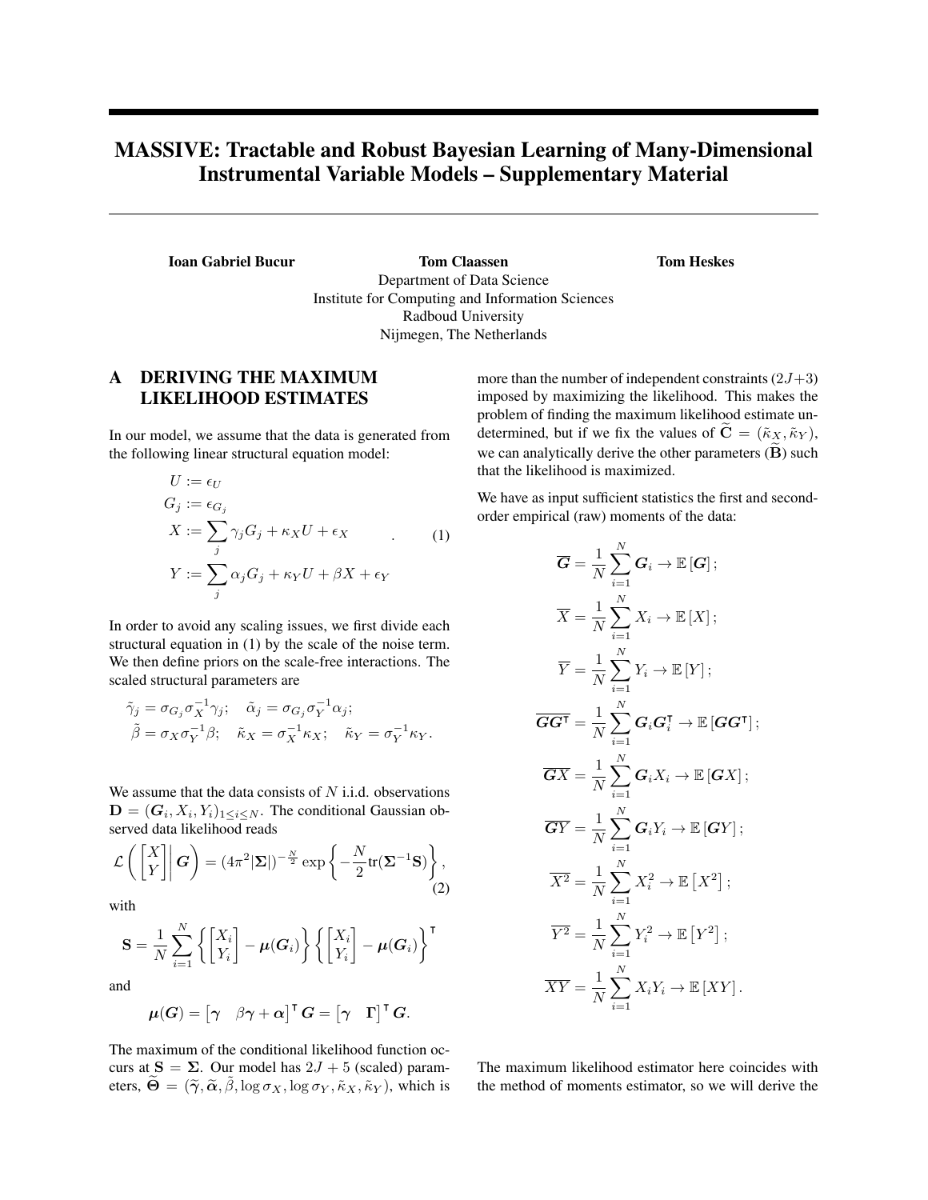# MASSIVE: Tractable and Robust Bayesian Learning of Many-Dimensional Instrumental Variable Models – Supplementary Material

**Ioan Gabriel Bucur** **Tom Claassen** **Tom Heskes**

Department of Data Science
Institute for Computing and Information Sciences
Radboud University
Nijmegen, The Netherlands

## A DERIVING THE MAXIMUM LIKELIHOOD ESTIMATES

In our model, we assume that the data is generated from the following linear structural equation model:

$$
\begin{aligned}
U &:= \epsilon_U \\
G_j &:= \epsilon_{G_j} \\
X &:= \sum_j \gamma_j G_j + \kappa_X U + \epsilon_X \\
Y &:= \sum_j \alpha_j G_j + \kappa_Y U + \beta X + \epsilon_Y
\end{aligned}
\quad . \tag{1}
$$

In order to avoid any scaling issues, we first divide each structural equation in (1) by the scale of the noise term. We then define priors on the scale-free interactions. The scaled structural parameters are

$$
\tilde{\gamma}_j = \sigma_{G_j}\sigma_X^{-1}\gamma_j; \quad \tilde{\alpha}_j = \sigma_{G_j}\sigma_Y^{-1}\alpha_j;
$$
$$
\tilde{\beta} = \sigma_X\sigma_Y^{-1}\beta; \quad \tilde{\kappa}_X = \sigma_X^{-1}\kappa_X; \quad \tilde{\kappa}_Y = \sigma_Y^{-1}\kappa_Y.
$$

We assume that the data consists of $N$ i.i.d. observations $\mathbf{D} = (\boldsymbol{G}_i, X_i, Y_i)_{1 \le i \le N}$. The conditional Gaussian observed data likelihood reads

$$
\mathcal{L}\left( \begin{bmatrix} X \\ Y \end{bmatrix} \middle| \boldsymbol{G} \right) = (4\pi^2|\boldsymbol{\Sigma}|)^{-\frac{N}{2}} \exp\left\{ -\frac{N}{2}\text{tr}(\boldsymbol{\Sigma}^{-1}\mathbf{S}) \right\}, \tag{2}
$$

with

$$
\mathbf{S} = \frac{1}{N}\sum_{i=1}^{N} \left\{ \begin{bmatrix} X_i \\ Y_i \end{bmatrix} - \boldsymbol{\mu}(\boldsymbol{G}_i) \right\} \left\{ \begin{bmatrix} X_i \\ Y_i \end{bmatrix} - \boldsymbol{\mu}(\boldsymbol{G}_i) \right\}^\intercal
$$

and

$$
\boldsymbol{\mu}(\boldsymbol{G}) = \begin{bmatrix} \boldsymbol{\gamma} & \beta\boldsymbol{\gamma} + \boldsymbol{\alpha} \end{bmatrix}^\intercal \boldsymbol{G} = \begin{bmatrix} \boldsymbol{\gamma} & \boldsymbol{\Gamma} \end{bmatrix}^\intercal \boldsymbol{G}.
$$

The maximum of the conditional likelihood function occurs at $\mathbf{S} = \boldsymbol{\Sigma}$. Our model has $2J + 5$ (scaled) parameters, $\widetilde{\boldsymbol{\Theta}} = (\widetilde{\boldsymbol{\gamma}}, \widetilde{\boldsymbol{\alpha}}, \tilde{\beta}, \log\sigma_X, \log\sigma_Y, \tilde{\kappa}_X, \tilde{\kappa}_Y)$, which is more than the number of independent constraints $(2J+3)$ imposed by maximizing the likelihood. This makes the problem of finding the maximum likelihood estimate undetermined, but if we fix the values of $\widetilde{\mathbf{C}} = (\tilde{\kappa}_X, \tilde{\kappa}_Y)$, we can analytically derive the other parameters ($\widetilde{\mathbf{B}}$) such that the likelihood is maximized.

We have as input sufficient statistics the first and second-order empirical (raw) moments of the data:

$$
\begin{aligned}
\overline{\boldsymbol{G}} &= \frac{1}{N}\sum_{i=1}^{N} \boldsymbol{G}_i \to \mathbb{E}[\boldsymbol{G}]; \\
\overline{X} &= \frac{1}{N}\sum_{i=1}^{N} X_i \to \mathbb{E}[X]; \\
\overline{Y} &= \frac{1}{N}\sum_{i=1}^{N} Y_i \to \mathbb{E}[Y]; \\
\overline{\boldsymbol{G}\boldsymbol{G}^\intercal} &= \frac{1}{N}\sum_{i=1}^{N} \boldsymbol{G}_i\boldsymbol{G}_i^\intercal \to \mathbb{E}[\boldsymbol{G}\boldsymbol{G}^\intercal]; \\
\overline{\boldsymbol{G}X} &= \frac{1}{N}\sum_{i=1}^{N} \boldsymbol{G}_i X_i \to \mathbb{E}[\boldsymbol{G}X]; \\
\overline{\boldsymbol{G}Y} &= \frac{1}{N}\sum_{i=1}^{N} \boldsymbol{G}_i Y_i \to \mathbb{E}[\boldsymbol{G}Y]; \\
\overline{X^2} &= \frac{1}{N}\sum_{i=1}^{N} X_i^2 \to \mathbb{E}\left[X^2\right]; \\
\overline{Y^2} &= \frac{1}{N}\sum_{i=1}^{N} Y_i^2 \to \mathbb{E}\left[Y^2\right]; \\
\overline{XY} &= \frac{1}{N}\sum_{i=1}^{N} X_i Y_i \to \mathbb{E}[XY].
\end{aligned}
$$

The maximum likelihood estimator here coincides with the method of moments estimator, so we will derive the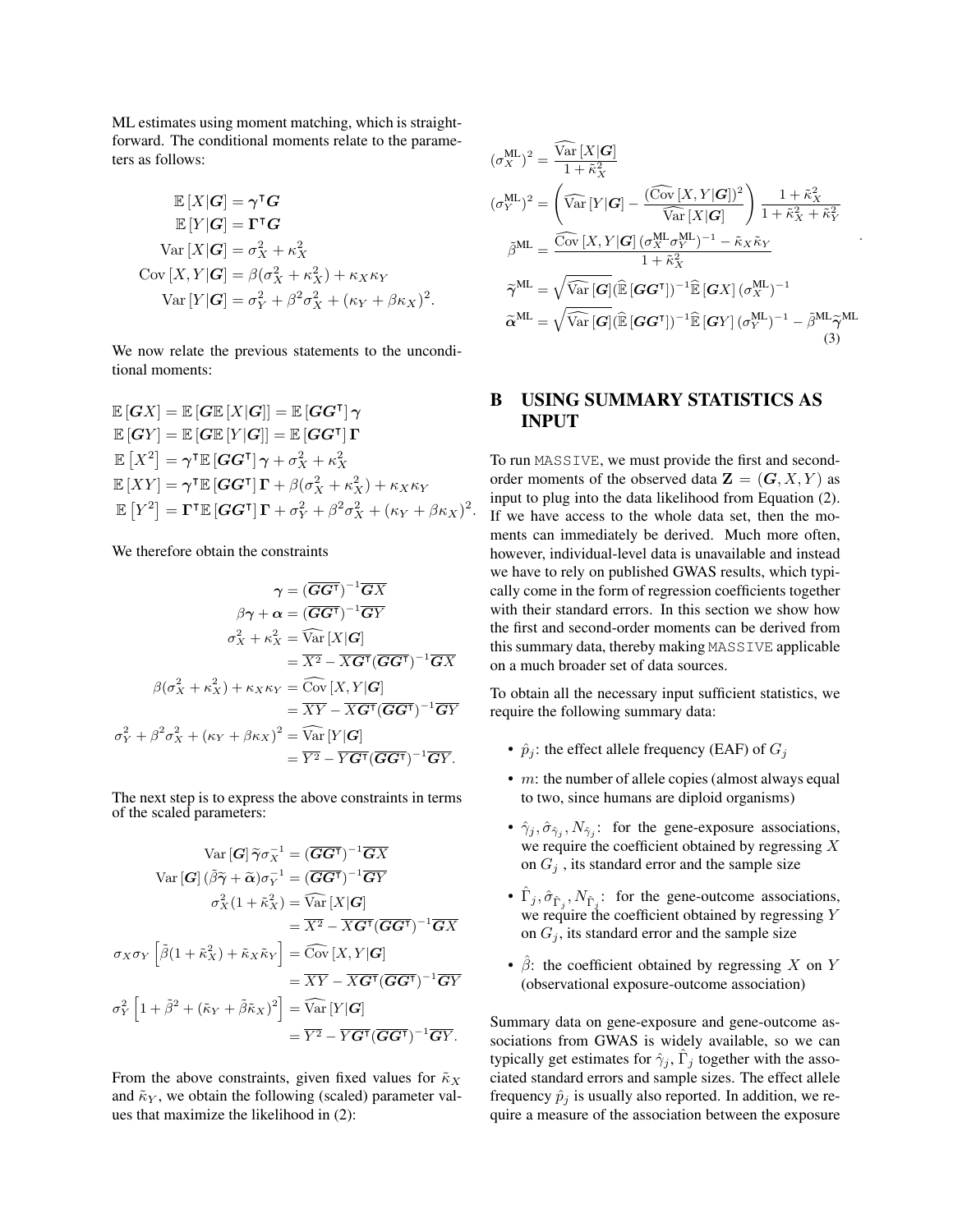ML estimates using moment matching, which is straightforward. The conditional moments relate to the parameters as follows:

$$
\begin{aligned}
\mathbb{E}[X|\boldsymbol{G}] &= \boldsymbol{\gamma}^\intercal \boldsymbol{G} \\
\mathbb{E}[Y|\boldsymbol{G}] &= \boldsymbol{\Gamma}^\intercal \boldsymbol{G} \\
\mathrm{Var}[X|\boldsymbol{G}] &= \sigma_X^2 + \kappa_X^2 \\
\mathrm{Cov}[X,Y|\boldsymbol{G}] &= \beta(\sigma_X^2 + \kappa_X^2) + \kappa_X\kappa_Y \\
\mathrm{Var}[Y|\boldsymbol{G}] &= \sigma_Y^2 + \beta^2\sigma_X^2 + (\kappa_Y + \beta\kappa_X)^2.
\end{aligned}
$$

We now relate the previous statements to the unconditional moments:

$$
\begin{aligned}
\mathbb{E}[\boldsymbol{G}X] &= \mathbb{E}[\boldsymbol{G}\mathbb{E}[X|\boldsymbol{G}]] = \mathbb{E}[\boldsymbol{G}\boldsymbol{G}^\intercal]\boldsymbol{\gamma} \\
\mathbb{E}[\boldsymbol{G}Y] &= \mathbb{E}[\boldsymbol{G}\mathbb{E}[Y|\boldsymbol{G}]] = \mathbb{E}[\boldsymbol{G}\boldsymbol{G}^\intercal]\boldsymbol{\Gamma} \\
\mathbb{E}[X^2] &= \boldsymbol{\gamma}^\intercal\mathbb{E}[\boldsymbol{G}\boldsymbol{G}^\intercal]\boldsymbol{\gamma} + \sigma_X^2 + \kappa_X^2 \\
\mathbb{E}[XY] &= \boldsymbol{\gamma}^\intercal\mathbb{E}[\boldsymbol{G}\boldsymbol{G}^\intercal]\boldsymbol{\Gamma} + \beta(\sigma_X^2 + \kappa_X^2) + \kappa_X\kappa_Y \\
\mathbb{E}[Y^2] &= \boldsymbol{\Gamma}^\intercal\mathbb{E}[\boldsymbol{G}\boldsymbol{G}^\intercal]\boldsymbol{\Gamma} + \sigma_Y^2 + \beta^2\sigma_X^2 + (\kappa_Y + \beta\kappa_X)^2.
\end{aligned}
$$

We therefore obtain the constraints

$$
\begin{aligned}
\boldsymbol{\gamma} &= (\overline{\boldsymbol{G}\boldsymbol{G}^\intercal})^{-1}\overline{\boldsymbol{G}X} \\
\beta\boldsymbol{\gamma} + \boldsymbol{\alpha} &= (\overline{\boldsymbol{G}\boldsymbol{G}^\intercal})^{-1}\overline{\boldsymbol{G}Y} \\
\sigma_X^2 + \kappa_X^2 &= \widehat{\mathrm{Var}}[X|\boldsymbol{G}] \\
&= \overline{X^2} - \overline{X\boldsymbol{G}^\intercal}(\overline{\boldsymbol{G}\boldsymbol{G}^\intercal})^{-1}\overline{\boldsymbol{G}X} \\
\beta(\sigma_X^2 + \kappa_X^2) + \kappa_X\kappa_Y &= \widehat{\mathrm{Cov}}[X,Y|\boldsymbol{G}] \\
&= \overline{XY} - \overline{X\boldsymbol{G}^\intercal}(\overline{\boldsymbol{G}\boldsymbol{G}^\intercal})^{-1}\overline{\boldsymbol{G}Y} \\
\sigma_Y^2 + \beta^2\sigma_X^2 + (\kappa_Y + \beta\kappa_X)^2 &= \widehat{\mathrm{Var}}[Y|\boldsymbol{G}] \\
&= \overline{Y^2} - \overline{Y\boldsymbol{G}^\intercal}(\overline{\boldsymbol{G}\boldsymbol{G}^\intercal})^{-1}\overline{\boldsymbol{G}Y}.
\end{aligned}
$$

The next step is to express the above constraints in terms of the scaled parameters:

$$
\begin{aligned}
\mathrm{Var}[\boldsymbol{G}]\,\widetilde{\boldsymbol{\gamma}}\sigma_X^{-1} &= (\overline{\boldsymbol{G}\boldsymbol{G}^\intercal})^{-1}\overline{\boldsymbol{G}X} \\
\mathrm{Var}[\boldsymbol{G}]\,(\tilde{\beta}\widetilde{\boldsymbol{\gamma}} + \widetilde{\boldsymbol{\alpha}})\sigma_Y^{-1} &= (\overline{\boldsymbol{G}\boldsymbol{G}^\intercal})^{-1}\overline{\boldsymbol{G}Y} \\
\sigma_X^2(1 + \tilde{\kappa}_X^2) &= \widehat{\mathrm{Var}}[X|\boldsymbol{G}] \\
&= \overline{X^2} - \overline{X\boldsymbol{G}^\intercal}(\overline{\boldsymbol{G}\boldsymbol{G}^\intercal})^{-1}\overline{\boldsymbol{G}X} \\
\sigma_X\sigma_Y\left[\tilde{\beta}(1 + \tilde{\kappa}_X^2) + \tilde{\kappa}_X\tilde{\kappa}_Y\right] &= \widehat{\mathrm{Cov}}[X,Y|\boldsymbol{G}] \\
&= \overline{XY} - \overline{X\boldsymbol{G}^\intercal}(\overline{\boldsymbol{G}\boldsymbol{G}^\intercal})^{-1}\overline{\boldsymbol{G}Y} \\
\sigma_Y^2\left[1 + \tilde{\beta}^2 + (\tilde{\kappa}_Y + \tilde{\beta}\tilde{\kappa}_X)^2\right] &= \widehat{\mathrm{Var}}[Y|\boldsymbol{G}] \\
&= \overline{Y^2} - \overline{Y\boldsymbol{G}^\intercal}(\overline{\boldsymbol{G}\boldsymbol{G}^\intercal})^{-1}\overline{\boldsymbol{G}Y}.
\end{aligned}
$$

From the above constraints, given fixed values for $\tilde{\kappa}_X$ and $\tilde{\kappa}_Y$, we obtain the following (scaled) parameter values that maximize the likelihood in (2):

$$
\begin{aligned}
(\sigma_X^{\mathrm{ML}})^2 &= \frac{\widehat{\mathrm{Var}}[X|\boldsymbol{G}]}{1 + \tilde{\kappa}_X^2} \\
(\sigma_Y^{\mathrm{ML}})^2 &= \left(\widehat{\mathrm{Var}}[Y|\boldsymbol{G}] - \frac{(\widehat{\mathrm{Cov}}[X,Y|\boldsymbol{G}])^2}{\widehat{\mathrm{Var}}[X|\boldsymbol{G}]}\right)\frac{1 + \tilde{\kappa}_X^2}{1 + \tilde{\kappa}_X^2 + \tilde{\kappa}_Y^2} \\
\tilde{\beta}^{\mathrm{ML}} &= \frac{\widehat{\mathrm{Cov}}[X,Y|\boldsymbol{G}]\,(\sigma_X^{\mathrm{ML}}\sigma_Y^{\mathrm{ML}})^{-1} - \tilde{\kappa}_X\tilde{\kappa}_Y}{1 + \tilde{\kappa}_X^2} \\
\widetilde{\boldsymbol{\gamma}}^{\mathrm{ML}} &= \sqrt{\widehat{\mathrm{Var}}[\boldsymbol{G}]}(\widehat{\mathbb{E}}[\boldsymbol{G}\boldsymbol{G}^\intercal])^{-1}\widehat{\mathbb{E}}[\boldsymbol{G}X]\,(\sigma_X^{\mathrm{ML}})^{-1} \\
\widetilde{\boldsymbol{\alpha}}^{\mathrm{ML}} &= \sqrt{\widehat{\mathrm{Var}}[\boldsymbol{G}]}(\widehat{\mathbb{E}}[\boldsymbol{G}\boldsymbol{G}^\intercal])^{-1}\widehat{\mathbb{E}}[\boldsymbol{G}Y]\,(\sigma_Y^{\mathrm{ML}})^{-1} - \tilde{\beta}^{\mathrm{ML}}\widetilde{\boldsymbol{\gamma}}^{\mathrm{ML}}
\end{aligned}
\quad (3)
$$

# B USING SUMMARY STATISTICS AS INPUT

To run MASSIVE, we must provide the first and second-order moments of the observed data $\mathbf{Z} = (\boldsymbol{G}, X, Y)$ as input to plug into the data likelihood from Equation (2). If we have access to the whole data set, then the moments can immediately be derived. Much more often, however, individual-level data is unavailable and instead we have to rely on published GWAS results, which typically come in the form of regression coefficients together with their standard errors. In this section we show how the first and second-order moments can be derived from this summary data, thereby making MASSIVE applicable on a much broader set of data sources.

To obtain all the necessary input sufficient statistics, we require the following summary data:

- $\hat{p}_j$: the effect allele frequency (EAF) of $G_j$
- $m$: the number of allele copies (almost always equal to two, since humans are diploid organisms)
- $\hat{\gamma}_j, \hat{\sigma}_{\hat{\gamma}_j}, N_{\hat{\gamma}_j}$: for the gene-exposure associations, we require the coefficient obtained by regressing $X$ on $G_j$, its standard error and the sample size
- $\hat{\Gamma}_j, \hat{\sigma}_{\hat{\Gamma}_j}, N_{\hat{\Gamma}_j}$: for the gene-outcome associations, we require the coefficient obtained by regressing $Y$ on $G_j$, its standard error and the sample size
- $\hat{\beta}$: the coefficient obtained by regressing $X$ on $Y$ (observational exposure-outcome association)

Summary data on gene-exposure and gene-outcome associations from GWAS is widely available, so we can typically get estimates for $\hat{\gamma}_j, \hat{\Gamma}_j$ together with the associated standard errors and sample sizes. The effect allele frequency $\hat{p}_j$ is usually also reported. In addition, we require a measure of the association between the exposure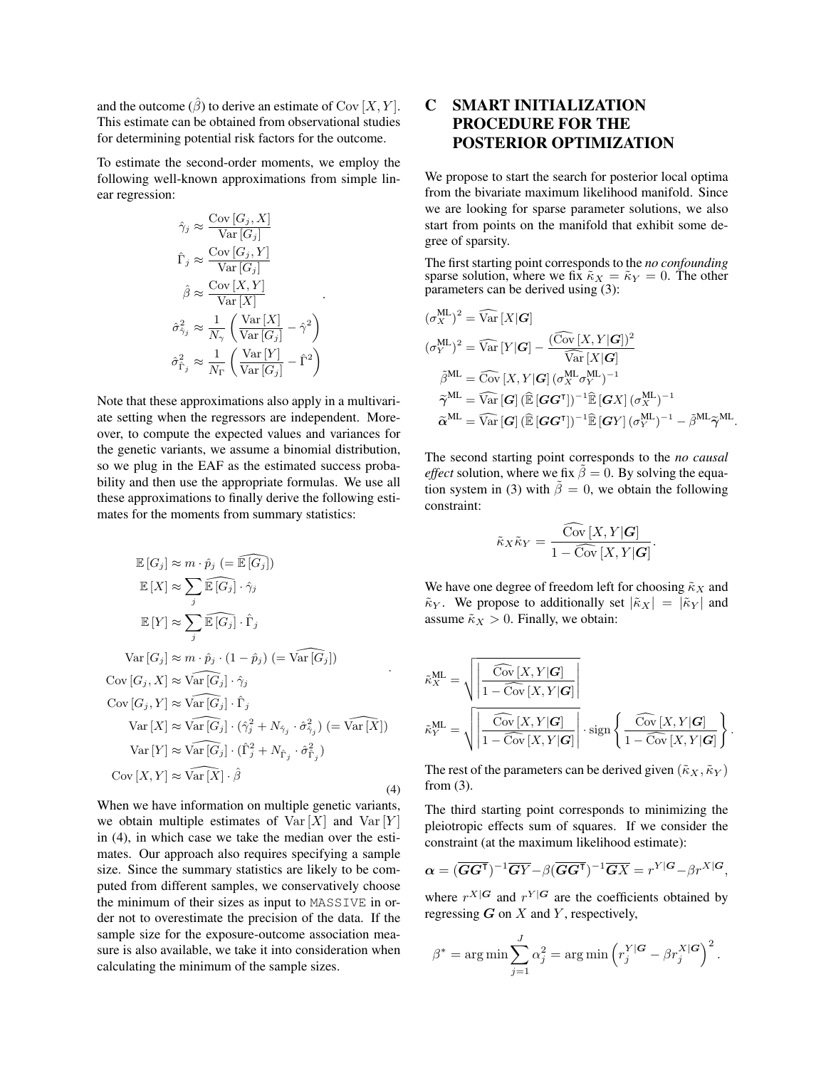and the outcome ($\hat{\beta}$) to derive an estimate of $\mathrm{Cov}[X, Y]$. This estimate can be obtained from observational studies for determining potential risk factors for the outcome.

To estimate the second-order moments, we employ the following well-known approximations from simple linear regression:

$$
\begin{aligned}
\hat{\gamma}_j &\approx \frac{\mathrm{Cov}[G_j, X]}{\mathrm{Var}[G_j]} \\
\hat{\Gamma}_j &\approx \frac{\mathrm{Cov}[G_j, Y]}{\mathrm{Var}[G_j]} \\
\hat{\beta} &\approx \frac{\mathrm{Cov}[X, Y]}{\mathrm{Var}[X]} \\
\hat{\sigma}^2_{\hat{\gamma}_j} &\approx \frac{1}{N_\gamma}\left(\frac{\mathrm{Var}[X]}{\mathrm{Var}[G_j]} - \hat{\gamma}^2\right) \\
\hat{\sigma}^2_{\hat{\Gamma}_j} &\approx \frac{1}{N_\Gamma}\left(\frac{\mathrm{Var}[Y]}{\mathrm{Var}[G_j]} - \hat{\Gamma}^2\right)
\end{aligned}.
$$

Note that these approximations also apply in a multivariate setting when the regressors are independent. Moreover, to compute the expected values and variances for the genetic variants, we assume a binomial distribution, so we plug in the EAF as the estimated success probability and then use the appropriate formulas. We use all these approximations to finally derive the following estimates for the moments from summary statistics:

$$
\begin{aligned}
\mathbb{E}[G_j] &\approx m \cdot \hat{p}_j \ (= \widehat{\mathbb{E}[G_j]}) \\
\mathbb{E}[X] &\approx \sum_j \widehat{\mathbb{E}[G_j]} \cdot \hat{\gamma}_j \\
\mathbb{E}[Y] &\approx \sum_j \widehat{\mathbb{E}[G_j]} \cdot \hat{\Gamma}_j \\
\mathrm{Var}[G_j] &\approx m \cdot \hat{p}_j \cdot (1 - \hat{p}_j) \ (= \widehat{\mathrm{Var}[G_j]}) \\
\mathrm{Cov}[G_j, X] &\approx \widehat{\mathrm{Var}[G_j]} \cdot \hat{\gamma}_j \\
\mathrm{Cov}[G_j, Y] &\approx \widehat{\mathrm{Var}[G_j]} \cdot \hat{\Gamma}_j \\
\mathrm{Var}[X] &\approx \widehat{\mathrm{Var}[G_j]} \cdot (\hat{\gamma}_j^2 + N_{\hat{\gamma}_j} \cdot \hat{\sigma}^2_{\hat{\gamma}_j}) \ (= \widehat{\mathrm{Var}[X]}) \\
\mathrm{Var}[Y] &\approx \widehat{\mathrm{Var}[G_j]} \cdot (\hat{\Gamma}_j^2 + N_{\hat{\Gamma}_j} \cdot \hat{\sigma}^2_{\hat{\Gamma}_j}) \\
\mathrm{Cov}[X, Y] &\approx \widehat{\mathrm{Var}[X]} \cdot \hat{\beta}
\end{aligned}. \tag{4}
$$

When we have information on multiple genetic variants, we obtain multiple estimates of $\mathrm{Var}[X]$ and $\mathrm{Var}[Y]$ in (4), in which case we take the median over the estimates. Our approach also requires specifying a sample size. Since the summary statistics are likely to be computed from different samples, we conservatively choose the minimum of their sizes as input to MASSIVE in order not to overestimate the precision of the data. If the sample size for the exposure-outcome association measure is also available, we take it into consideration when calculating the minimum of the sample sizes.

# C SMART INITIALIZATION PROCEDURE FOR THE POSTERIOR OPTIMIZATION

We propose to start the search for posterior local optima from the bivariate maximum likelihood manifold. Since we are looking for sparse parameter solutions, we also start from points on the manifold that exhibit some degree of sparsity.

The first starting point corresponds to the *no confounding* sparse solution, where we fix $\tilde{\kappa}_X = \tilde{\kappa}_Y = 0$. The other parameters can be derived using (3):

$$
\begin{aligned}
(\sigma_X^{\mathrm{ML}})^2 &= \widehat{\mathrm{Var}}[X|\boldsymbol{G}] \\
(\sigma_Y^{\mathrm{ML}})^2 &= \widehat{\mathrm{Var}}[Y|\boldsymbol{G}] - \frac{(\widehat{\mathrm{Cov}}[X, Y|\boldsymbol{G}])^2}{\widehat{\mathrm{Var}}[X|\boldsymbol{G}]} \\
\tilde{\beta}^{\mathrm{ML}} &= \widehat{\mathrm{Cov}}[X, Y|\boldsymbol{G}]\,(\sigma_X^{\mathrm{ML}}\sigma_Y^{\mathrm{ML}})^{-1} \\
\tilde{\boldsymbol{\gamma}}^{\mathrm{ML}} &= \widehat{\mathrm{Var}}[\boldsymbol{G}]\,(\widehat{\mathbb{E}}[\boldsymbol{G}\boldsymbol{G}^\intercal])^{-1}\widehat{\mathbb{E}}[\boldsymbol{G}X]\,(\sigma_X^{\mathrm{ML}})^{-1} \\
\tilde{\boldsymbol{\alpha}}^{\mathrm{ML}} &= \widehat{\mathrm{Var}}[\boldsymbol{G}]\,(\widehat{\mathbb{E}}[\boldsymbol{G}\boldsymbol{G}^\intercal])^{-1}\widehat{\mathbb{E}}[\boldsymbol{G}Y]\,(\sigma_Y^{\mathrm{ML}})^{-1} - \tilde{\beta}^{\mathrm{ML}}\tilde{\boldsymbol{\gamma}}^{\mathrm{ML}}.
\end{aligned}
$$

The second starting point corresponds to the *no causal effect* solution, where we fix $\tilde{\beta} = 0$. By solving the equation system in (3) with $\tilde{\beta} = 0$, we obtain the following constraint:

$$
\tilde{\kappa}_X \tilde{\kappa}_Y = \frac{\widehat{\mathrm{Cov}}[X, Y|\boldsymbol{G}]}{1 - \widehat{\mathrm{Cov}}[X, Y|\boldsymbol{G}]}.
$$

We have one degree of freedom left for choosing $\tilde{\kappa}_X$ and $\tilde{\kappa}_Y$. We propose to additionally set $|\tilde{\kappa}_X| = |\tilde{\kappa}_Y|$ and assume $\tilde{\kappa}_X > 0$. Finally, we obtain:

$$
\begin{aligned}
\tilde{\kappa}_X^{\mathrm{ML}} &= \sqrt{\left|\frac{\widehat{\mathrm{Cov}}[X, Y|\boldsymbol{G}]}{1 - \widehat{\mathrm{Cov}}[X, Y|\boldsymbol{G}]}\right|} \\
\tilde{\kappa}_Y^{\mathrm{ML}} &= \sqrt{\left|\frac{\widehat{\mathrm{Cov}}[X, Y|\boldsymbol{G}]}{1 - \widehat{\mathrm{Cov}}[X, Y|\boldsymbol{G}]}\right|} \cdot \mathrm{sign}\left\{\frac{\widehat{\mathrm{Cov}}[X, Y|\boldsymbol{G}]}{1 - \widehat{\mathrm{Cov}}[X, Y|\boldsymbol{G}]}\right\}.
\end{aligned}
$$

The rest of the parameters can be derived given $(\tilde{\kappa}_X, \tilde{\kappa}_Y)$ from (3).

The third starting point corresponds to minimizing the pleiotropic effects sum of squares. If we consider the constraint (at the maximum likelihood estimate):

$$
\boldsymbol{\alpha} = (\overline{\boldsymbol{G}\boldsymbol{G}^\intercal})^{-1}\overline{\boldsymbol{G}Y} - \beta(\overline{\boldsymbol{G}\boldsymbol{G}^\intercal})^{-1}\overline{\boldsymbol{G}X} = r^{Y|\boldsymbol{G}} - \beta r^{X|\boldsymbol{G}},
$$

where $r^{X|\boldsymbol{G}}$ and $r^{Y|\boldsymbol{G}}$ are the coefficients obtained by regressing $\boldsymbol{G}$ on $X$ and $Y$, respectively,

$$
\beta^* = \arg\min \sum_{j=1}^{J} \alpha_j^2 = \arg\min \left(r_j^{Y|\boldsymbol{G}} - \beta r_j^{X|\boldsymbol{G}}\right)^2.
$$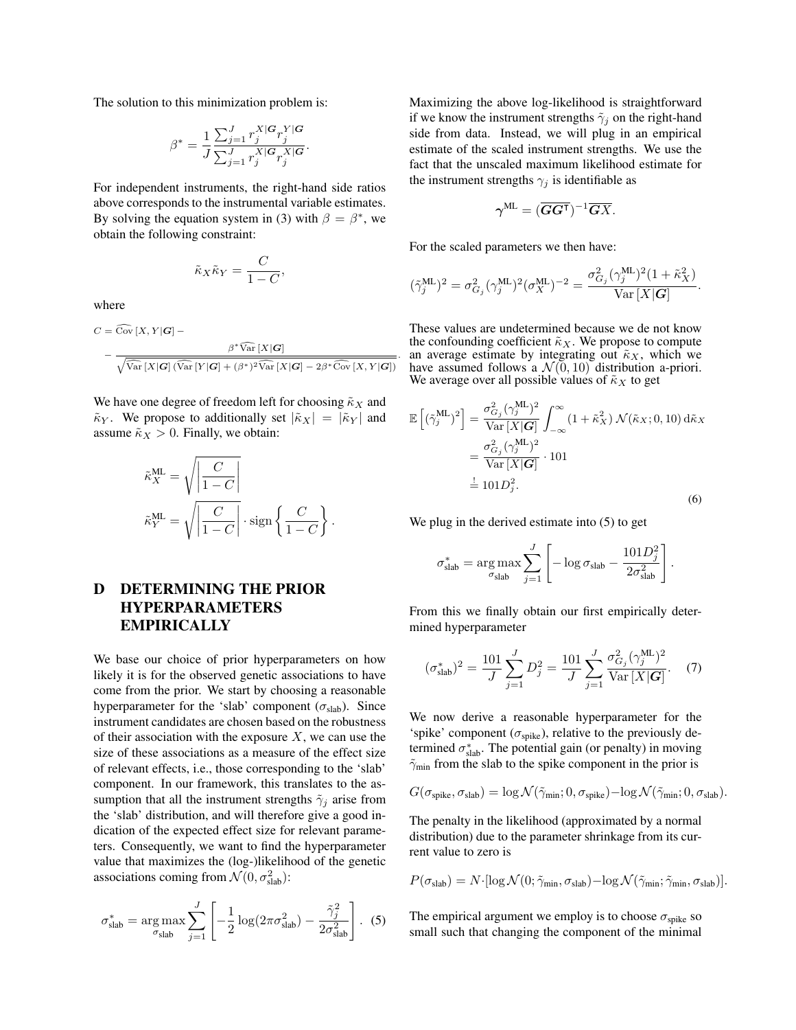The solution to this minimization problem is:

$$\beta^* = \frac{1}{J} \frac{\sum_{j=1}^{J} r_j^{X|\boldsymbol{G}} r_j^{Y|\boldsymbol{G}}}{\sum_{j=1}^{J} r_j^{X|\boldsymbol{G}} r_j^{X|\boldsymbol{G}}}.$$

For independent instruments, the right-hand side ratios above corresponds to the instrumental variable estimates. By solving the equation system in (3) with $\beta = \beta^*$, we obtain the following constraint:

$$\tilde{\kappa}_X \tilde{\kappa}_Y = \frac{C}{1 - C},$$

where

$$C = \widehat{\mathrm{Cov}}\left[X, Y|\boldsymbol{G}\right] - \\ - \frac{\beta^* \widehat{\mathrm{Var}}\left[X|\boldsymbol{G}\right]}{\sqrt{\widehat{\mathrm{Var}}\left[X|\boldsymbol{G}\right] \left(\widehat{\mathrm{Var}}\left[Y|\boldsymbol{G}\right] + (\beta^*)^2 \widehat{\mathrm{Var}}\left[X|\boldsymbol{G}\right] - 2\beta^* \widehat{\mathrm{Cov}}\left[X, Y|\boldsymbol{G}\right]\right)}}.$$

We have one degree of freedom left for choosing $\tilde{\kappa}_X$ and $\tilde{\kappa}_Y$. We propose to additionally set $|\tilde{\kappa}_X| = |\tilde{\kappa}_Y|$ and assume $\tilde{\kappa}_X > 0$. Finally, we obtain:

$$\tilde{\kappa}_X^{\mathrm{ML}} = \sqrt{\left|\frac{C}{1 - C}\right|}$$

$$\tilde{\kappa}_Y^{\mathrm{ML}} = \sqrt{\left|\frac{C}{1 - C}\right|} \cdot \mathrm{sign}\left\{\frac{C}{1 - C}\right\}.$$

# D DETERMINING THE PRIOR HYPERPARAMETERS EMPIRICALLY

We base our choice of prior hyperparameters on how likely it is for the observed genetic associations to have come from the prior. We start by choosing a reasonable hyperparameter for the 'slab' component ($\sigma_{\text{slab}}$). Since instrument candidates are chosen based on the robustness of their association with the exposure $X$, we can use the size of these associations as a measure of the effect size of relevant effects, i.e., those corresponding to the 'slab' component. In our framework, this translates to the assumption that all the instrument strengths $\tilde{\gamma}_j$ arise from the 'slab' distribution, and will therefore give a good indication of the expected effect size for relevant parameters. Consequently, we want to find the hyperparameter value that maximizes the (log-)likelihood of the genetic associations coming from $\mathcal{N}(0, \sigma_{\text{slab}}^2)$:

$$\sigma_{\text{slab}}^* = \underset{\sigma_{\text{slab}}}{\arg\max} \sum_{j=1}^{J} \left[ -\frac{1}{2} \log(2\pi\sigma_{\text{slab}}^2) - \frac{\tilde{\gamma}_j^2}{2\sigma_{\text{slab}}^2} \right]. \quad (5)$$

Maximizing the above log-likelihood is straightforward if we know the instrument strengths $\tilde{\gamma}_j$ on the right-hand side from data. Instead, we will plug in an empirical estimate of the scaled instrument strengths. We use the fact that the unscaled maximum likelihood estimate for the instrument strengths $\gamma_j$ is identifiable as

$$\boldsymbol{\gamma}^{\mathrm{ML}} = (\overline{\boldsymbol{G}\boldsymbol{G}^\intercal})^{-1} \overline{\boldsymbol{G}X}.$$

For the scaled parameters we then have:

$$(\tilde{\gamma}_j^{\mathrm{ML}})^2 = \sigma_{G_j}^2 (\gamma_j^{\mathrm{ML}})^2 (\sigma_X^{\mathrm{ML}})^{-2} = \frac{\sigma_{G_j}^2 (\gamma_j^{\mathrm{ML}})^2 (1 + \tilde{\kappa}_X^2)}{\mathrm{Var}\left[X|\boldsymbol{G}\right]}.$$

These values are undetermined because we de not know the confounding coefficient $\tilde{\kappa}_X$. We propose to compute an average estimate by integrating out $\tilde{\kappa}_X$, which we have assumed follows a $\mathcal{N}(0, 10)$ distribution a-priori. We average over all possible values of $\tilde{\kappa}_X$ to get

$$\begin{aligned} \mathbb{E}\left[(\tilde{\gamma}_j^{\mathrm{ML}})^2\right] &= \frac{\sigma_{G_j}^2 (\gamma_j^{\mathrm{ML}})^2}{\mathrm{Var}\left[X|\boldsymbol{G}\right]} \int_{-\infty}^{\infty} (1 + \tilde{\kappa}_X^2)\, \mathcal{N}(\tilde{\kappa}_X; 0, 10)\, \mathrm{d}\tilde{\kappa}_X \\ &= \frac{\sigma_{G_j}^2 (\gamma_j^{\mathrm{ML}})^2}{\mathrm{Var}\left[X|\boldsymbol{G}\right]} \cdot 101 \\ &\stackrel{!}{=} 101 D_j^2. \end{aligned} \quad (6)$$

We plug in the derived estimate into (5) to get

$$\sigma_{\text{slab}}^* = \underset{\sigma_{\text{slab}}}{\arg\max} \sum_{j=1}^{J} \left[ -\log \sigma_{\text{slab}} - \frac{101 D_j^2}{2\sigma_{\text{slab}}^2} \right].$$

From this we finally obtain our first empirically determined hyperparameter

$$(\sigma_{\text{slab}}^*)^2 = \frac{101}{J} \sum_{j=1}^{J} D_j^2 = \frac{101}{J} \sum_{j=1}^{J} \frac{\sigma_{G_j}^2 (\gamma_j^{\mathrm{ML}})^2}{\mathrm{Var}\left[X|\boldsymbol{G}\right]}. \quad (7)$$

We now derive a reasonable hyperparameter for the 'spike' component ($\sigma_{\text{spike}}$), relative to the previously determined $\sigma_{\text{slab}}^*$. The potential gain (or penalty) in moving $\tilde{\gamma}_{\min}$ from the slab to the spike component in the prior is

$$G(\sigma_{\text{spike}}, \sigma_{\text{slab}}) = \log \mathcal{N}(\tilde{\gamma}_{\min}; 0, \sigma_{\text{spike}}) - \log \mathcal{N}(\tilde{\gamma}_{\min}; 0, \sigma_{\text{slab}}).$$

The penalty in the likelihood (approximated by a normal distribution) due to the parameter shrinkage from its current value to zero is

$$P(\sigma_{\text{slab}}) = N \cdot [\log \mathcal{N}(0; \tilde{\gamma}_{\min}, \sigma_{\text{slab}}) - \log \mathcal{N}(\tilde{\gamma}_{\min}; \tilde{\gamma}_{\min}, \sigma_{\text{slab}})].$$

The empirical argument we employ is to choose $\sigma_{\text{spike}}$ so small such that changing the component of the minimal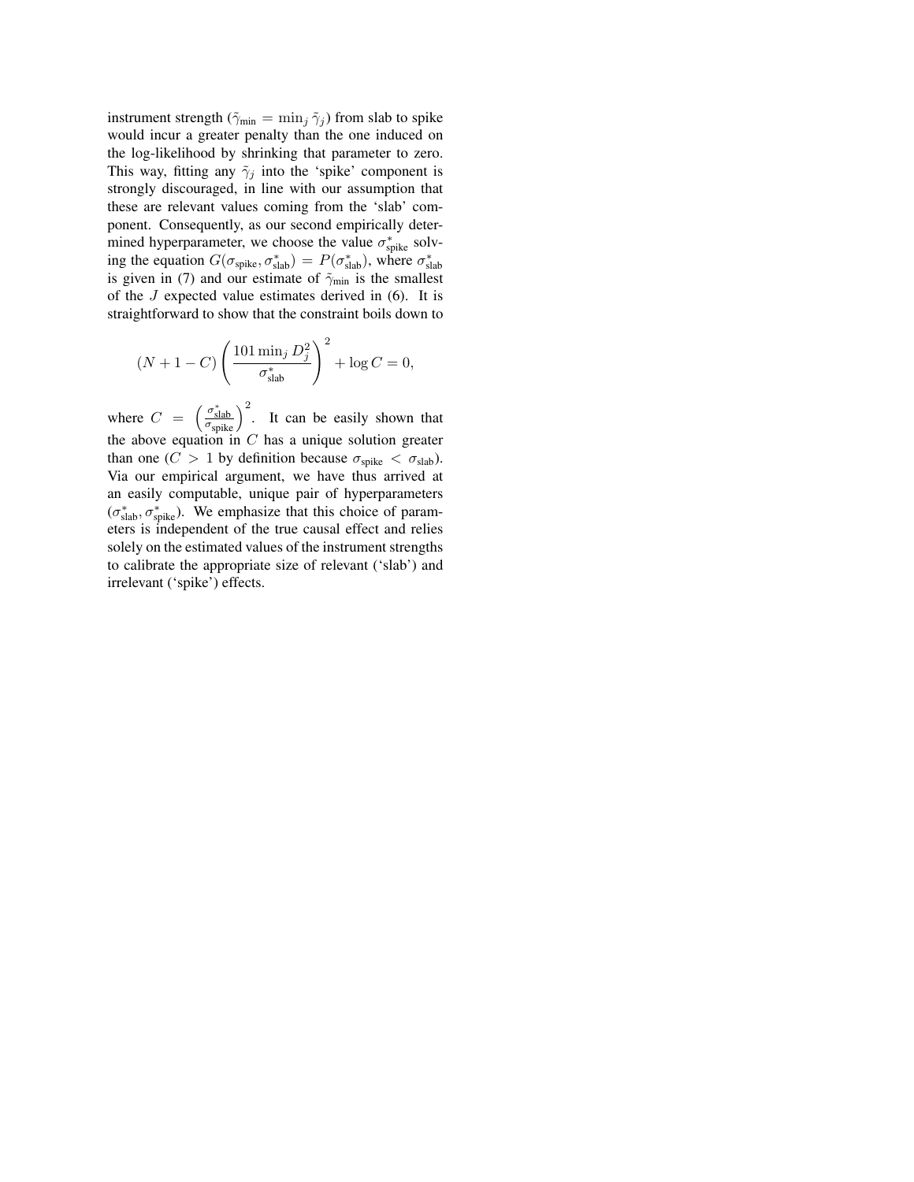instrument strength ($\tilde{\gamma}_{\text{min}} = \min_j \tilde{\gamma}_j$) from slab to spike would incur a greater penalty than the one induced on the log-likelihood by shrinking that parameter to zero. This way, fitting any $\tilde{\gamma}_j$ into the 'spike' component is strongly discouraged, in line with our assumption that these are relevant values coming from the 'slab' component. Consequently, as our second empirically determined hyperparameter, we choose the value $\sigma^*_{\text{spike}}$ solving the equation $G(\sigma_{\text{spike}}, \sigma^*_{\text{slab}}) = P(\sigma^*_{\text{slab}})$, where $\sigma^*_{\text{slab}}$ is given in (7) and our estimate of $\tilde{\gamma}_{\text{min}}$ is the smallest of the $J$ expected value estimates derived in (6). It is straightforward to show that the constraint boils down to

$$(N + 1 - C)\left(\frac{101 \min_j D_j^2}{\sigma^*_{\text{slab}}}\right)^2 + \log C = 0,$$

where $C = \left(\frac{\sigma^*_{\text{slab}}}{\sigma_{\text{spike}}}\right)^2$. It can be easily shown that the above equation in $C$ has a unique solution greater than one ($C > 1$ by definition because $\sigma_{\text{spike}} < \sigma_{\text{slab}}$). Via our empirical argument, we have thus arrived at an easily computable, unique pair of hyperparameters $(\sigma^*_{\text{slab}}, \sigma^*_{\text{spike}})$. We emphasize that this choice of parameters is independent of the true causal effect and relies solely on the estimated values of the instrument strengths to calibrate the appropriate size of relevant ('slab') and irrelevant ('spike') effects.